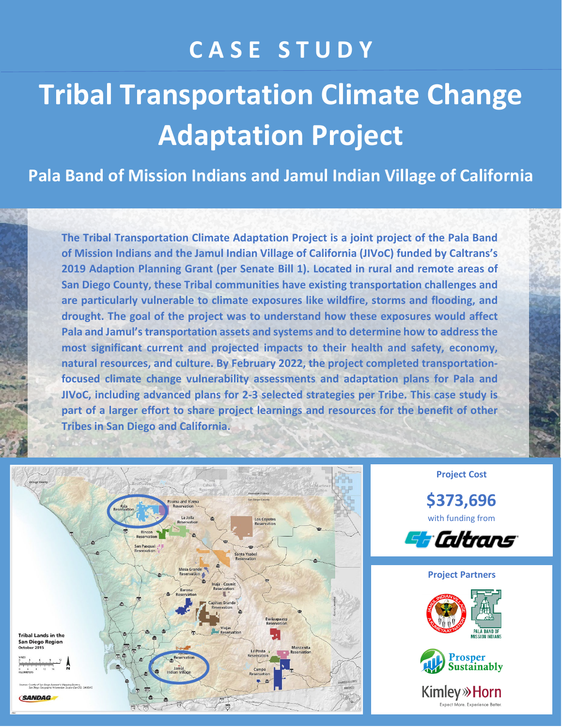# CASE STUDY

# Tribal Transportation Climate Change Adaptation Project

## Pala Band of Mission Indians and Jamul Indian Village of California

**The Tribal Transportation Climate Adaptation Project is a joint project of the Pala Band of Mission Indians and the Jamul Indian Village of California (JIVoC) funded by Caltrans's 2019 Adaption Planning Grant (per Senate Bill 1). Located in rural and remote areas of San Diego County, these Tribal communities have existing transportation challenges and are particularly vulnerable to climate exposures like wildfire, storms and flooding, and drought. The goal of the project was to understand how these exposures would affect Pala and Jamul's transportation assets and systems and to determine how to address the most significant current and projected impacts to their health and safety, economy, natural resources, and culture. By February 2022, the project completed transportation-focused climate change vulnerability assessments and adaptation plans for Pala and JIVoC, including advanced plans for 2-3 selected strategies per Tribe. This case study is part of a larger effort to share project learnings and resources for the benefit of other Tribes in San Diego and California.**

**Tribal Lands in the San Diego Region**
October 2015

**Project Cost**

**$373,696**

with funding from Caltrans

**Project Partners**

Jamul Indian Village – Kumeyaay Nation

Pala Band of Mission Indians

Prosper Sustainably

Kimley»Horn – Expect More. Experience Better.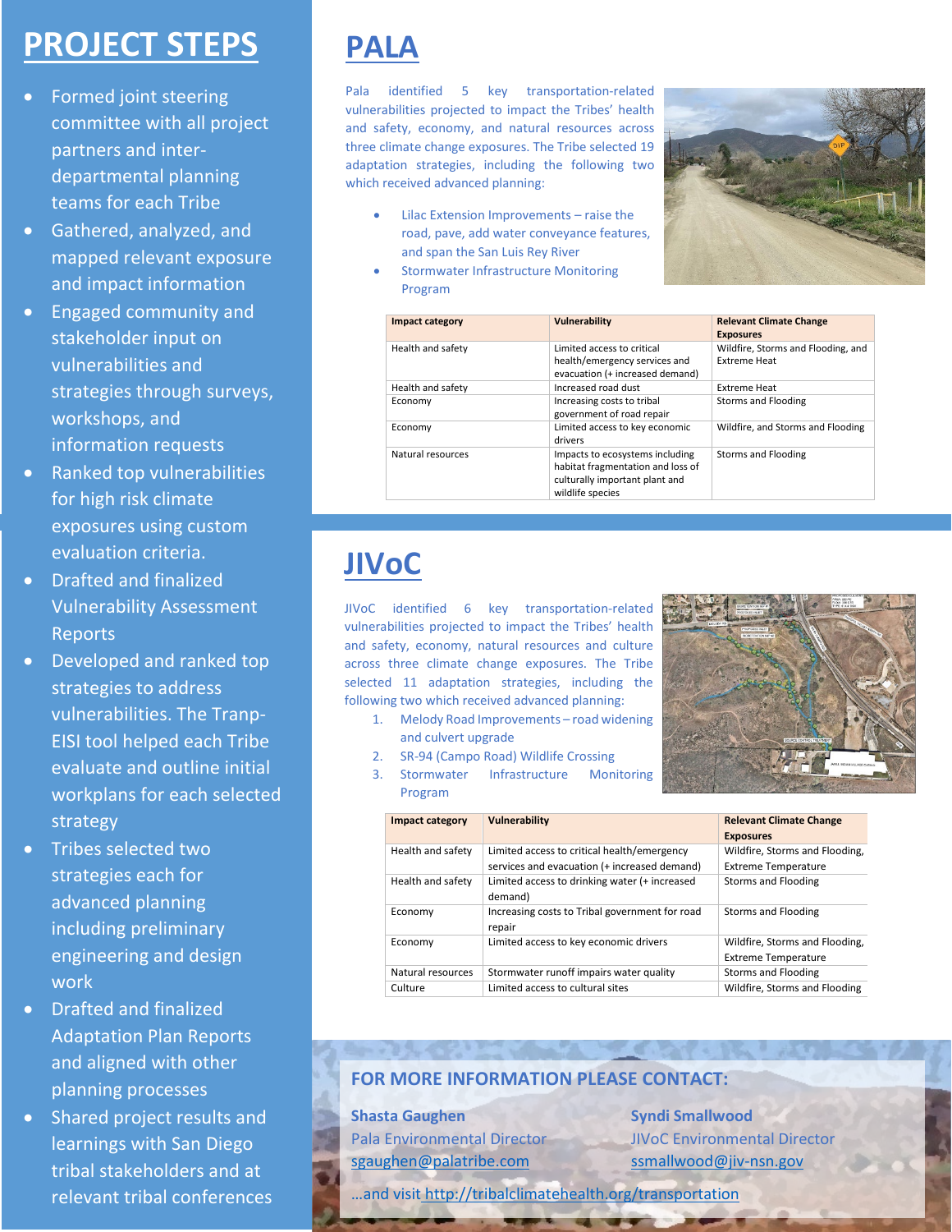# PROJECT STEPS

- Formed joint steering committee with all project partners and inter-departmental planning teams for each Tribe
- Gathered, analyzed, and mapped relevant exposure and impact information
- Engaged community and stakeholder input on vulnerabilities and strategies through surveys, workshops, and information requests
- Ranked top vulnerabilities for high risk climate exposures using custom evaluation criteria.
- Drafted and finalized Vulnerability Assessment Reports
- Developed and ranked top strategies to address vulnerabilities. The Tranp-EISI tool helped each Tribe evaluate and outline initial workplans for each selected strategy
- Tribes selected two strategies each for advanced planning including preliminary engineering and design work
- Drafted and finalized Adaptation Plan Reports and aligned with other planning processes
- Shared project results and learnings with San Diego tribal stakeholders and at relevant tribal conferences

# PALA

Pala identified 5 key transportation-related vulnerabilities projected to impact the Tribes' health and safety, economy, and natural resources across three climate change exposures. The Tribe selected 19 adaptation strategies, including the following two which received advanced planning:

- Lilac Extension Improvements – raise the road, pave, add water conveyance features, and span the San Luis Rey River
- Stormwater Infrastructure Monitoring Program

| Impact category | Vulnerability | Relevant Climate Change Exposures |
|---|---|---|
| Health and safety | Limited access to critical health/emergency services and evacuation (+ increased demand) | Wildfire, Storms and Flooding, and Extreme Heat |
| Health and safety | Increased road dust | Extreme Heat |
| Economy | Increasing costs to tribal government of road repair | Storms and Flooding |
| Economy | Limited access to key economic drivers | Wildfire, and Storms and Flooding |
| Natural resources | Impacts to ecosystems including habitat fragmentation and loss of culturally important plant and wildlife species | Storms and Flooding |

# JIVoC

JIVoC identified 6 key transportation-related vulnerabilities projected to impact the Tribes' health and safety, economy, natural resources and culture across three climate change exposures. The Tribe selected 11 adaptation strategies, including the following two which received advanced planning:

1. Melody Road Improvements – road widening and culvert upgrade
2. SR-94 (Campo Road) Wildlife Crossing
3. Stormwater Infrastructure Monitoring Program

| Impact category | Vulnerability | Relevant Climate Change Exposures |
|---|---|---|
| Health and safety | Limited access to critical health/emergency services and evacuation (+ increased demand) | Wildfire, Storms and Flooding, Extreme Temperature |
| Health and safety | Limited access to drinking water (+ increased demand) | Storms and Flooding |
| Economy | Increasing costs to Tribal government for road repair | Storms and Flooding |
| Economy | Limited access to key economic drivers | Wildfire, Storms and Flooding, Extreme Temperature |
| Natural resources | Stormwater runoff impairs water quality | Storms and Flooding |
| Culture | Limited access to cultural sites | Wildfire, Storms and Flooding |

## FOR MORE INFORMATION PLEASE CONTACT:

**Shasta Gaughen**
Pala Environmental Director
sgaughen@palatribe.com

**Syndi Smallwood**
JIVoC Environmental Director
ssmallwood@jiv-nsn.gov

…and visit http://tribalclimatehealth.org/transportation